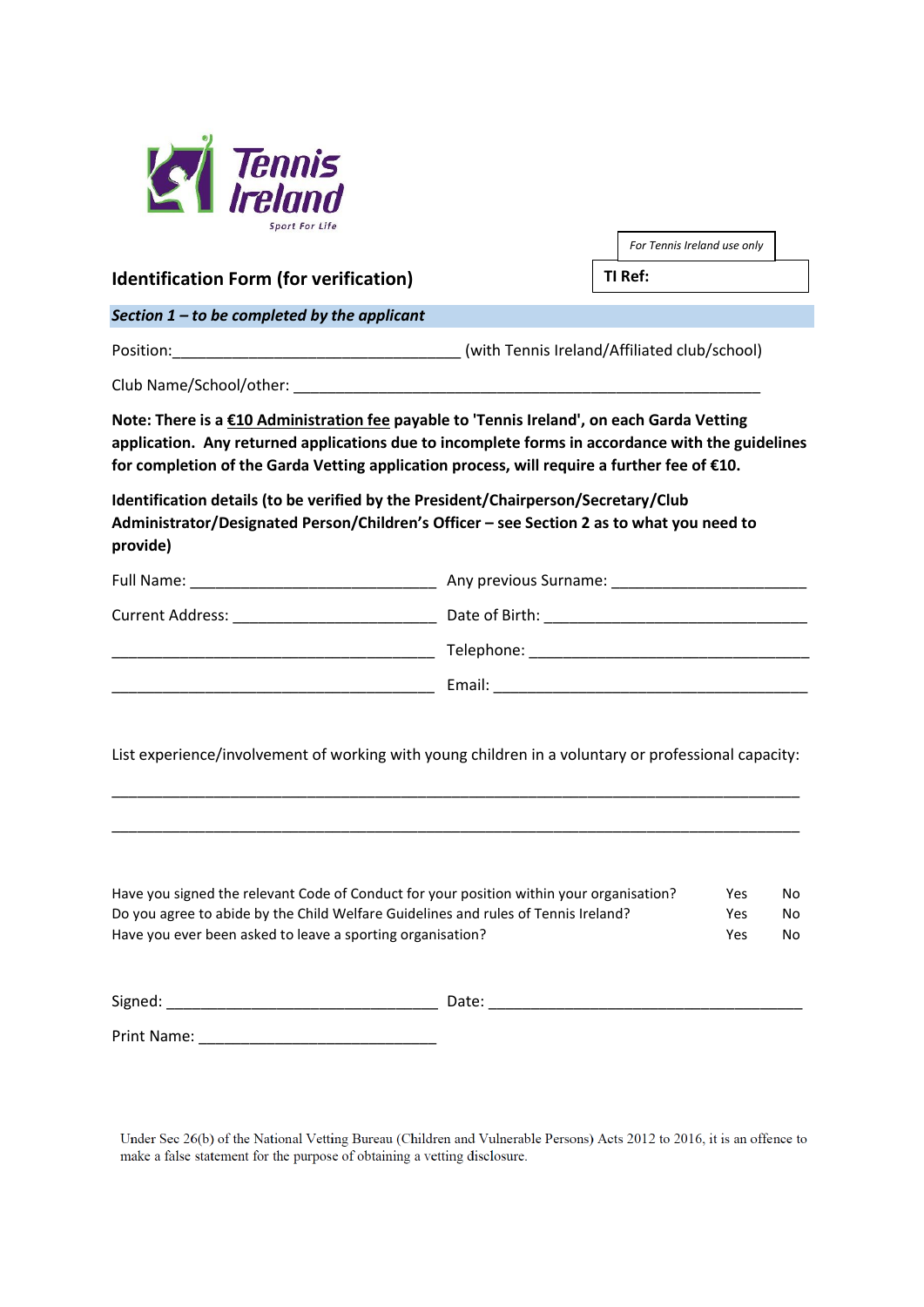Tennis Ireland

Sport For Life

*For Tennis Ireland use only*

**TI Ref:**

## Identification Form (for verification)

***Section 1 – to be completed by the applicant***

Position:___________________________________ (with Tennis Ireland/Affiliated club/school)

Club Name/School/other: ________________________________________________________

**Note: There is a €10 Administration fee payable to 'Tennis Ireland', on each Garda Vetting application. Any returned applications due to incomplete forms in accordance with the guidelines for completion of the Garda Vetting application process, will require a further fee of €10.**

**Identification details (to be verified by the President/Chairperson/Secretary/Club Administrator/Designated Person/Children's Officer – see Section 2 as to what you need to provide)**

Full Name: _____________________________ Any previous Surname: _______________________

Current Address: ________________________ Date of Birth: ________________________________

_______________________________________ Telephone: __________________________________

_______________________________________ Email: ______________________________________

List experience/involvement of working with young children in a voluntary or professional capacity:

_________________________________________________________________________________

_________________________________________________________________________________

| | | |
|---|---|---|
| Have you signed the relevant Code of Conduct for your position within your organisation? | Yes | No |
| Do you agree to abide by the Child Welfare Guidelines and rules of Tennis Ireland? | Yes | No |
| Have you ever been asked to leave a sporting organisation? | Yes | No |

Signed: ________________________________ Date: _____________________________________

Print Name: ____________________________

Under Sec 26(b) of the National Vetting Bureau (Children and Vulnerable Persons) Acts 2012 to 2016, it is an offence to make a false statement for the purpose of obtaining a vetting disclosure.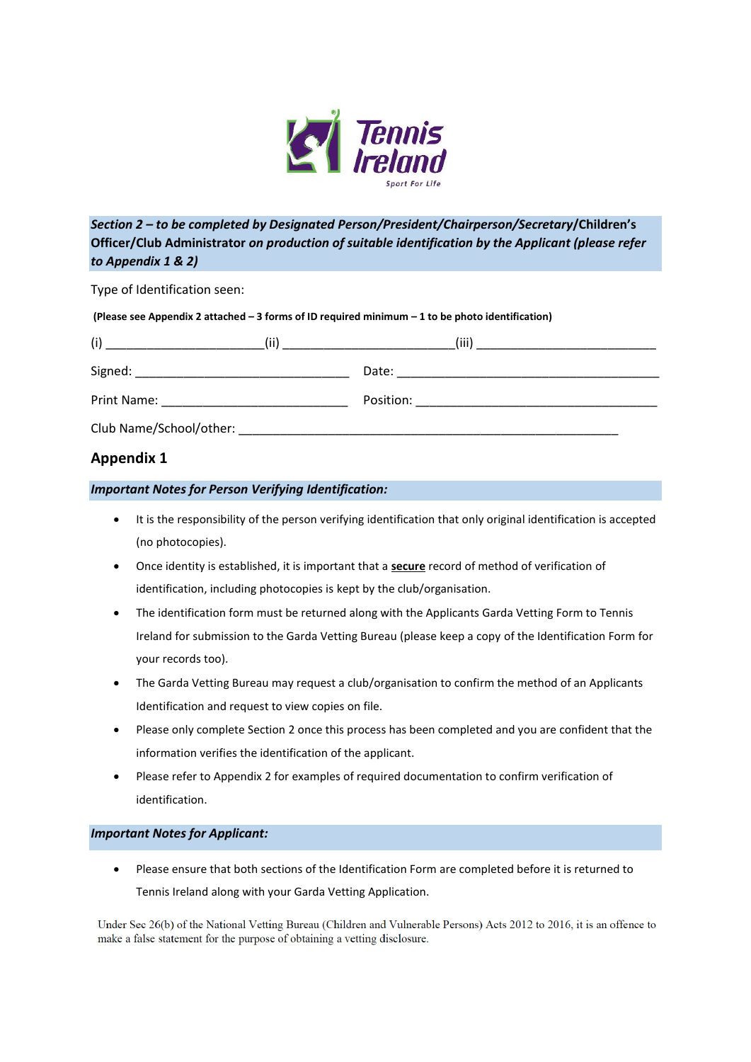***Section 2 – to be completed by Designated Person/President/Chairperson/Secretary/*Children's Officer/Club Administrator *on production of suitable identification by the Applicant (please refer to Appendix 1 & 2)***

Type of Identification seen:

**(Please see Appendix 2 attached – 3 forms of ID required minimum – 1 to be photo identification)**

(i) _______________________(ii) _________________________(iii) ___________________________

Signed: _________________________________ Date: ________________________________________

Print Name: ___________________________ Position: _____________________________________

Club Name/School/other: _______________________________________________________

## Appendix 1

***Important Notes for Person Verifying Identification:***

- It is the responsibility of the person verifying identification that only original identification is accepted (no photocopies).
- Once identity is established, it is important that a **secure** record of method of verification of identification, including photocopies is kept by the club/organisation.
- The identification form must be returned along with the Applicants Garda Vetting Form to Tennis Ireland for submission to the Garda Vetting Bureau (please keep a copy of the Identification Form for your records too).
- The Garda Vetting Bureau may request a club/organisation to confirm the method of an Applicants Identification and request to view copies on file.
- Please only complete Section 2 once this process has been completed and you are confident that the information verifies the identification of the applicant.
- Please refer to Appendix 2 for examples of required documentation to confirm verification of identification.

***Important Notes for Applicant:***

- Please ensure that both sections of the Identification Form are completed before it is returned to Tennis Ireland along with your Garda Vetting Application.

Under Sec 26(b) of the National Vetting Bureau (Children and Vulnerable Persons) Acts 2012 to 2016, it is an offence to make a false statement for the purpose of obtaining a vetting disclosure.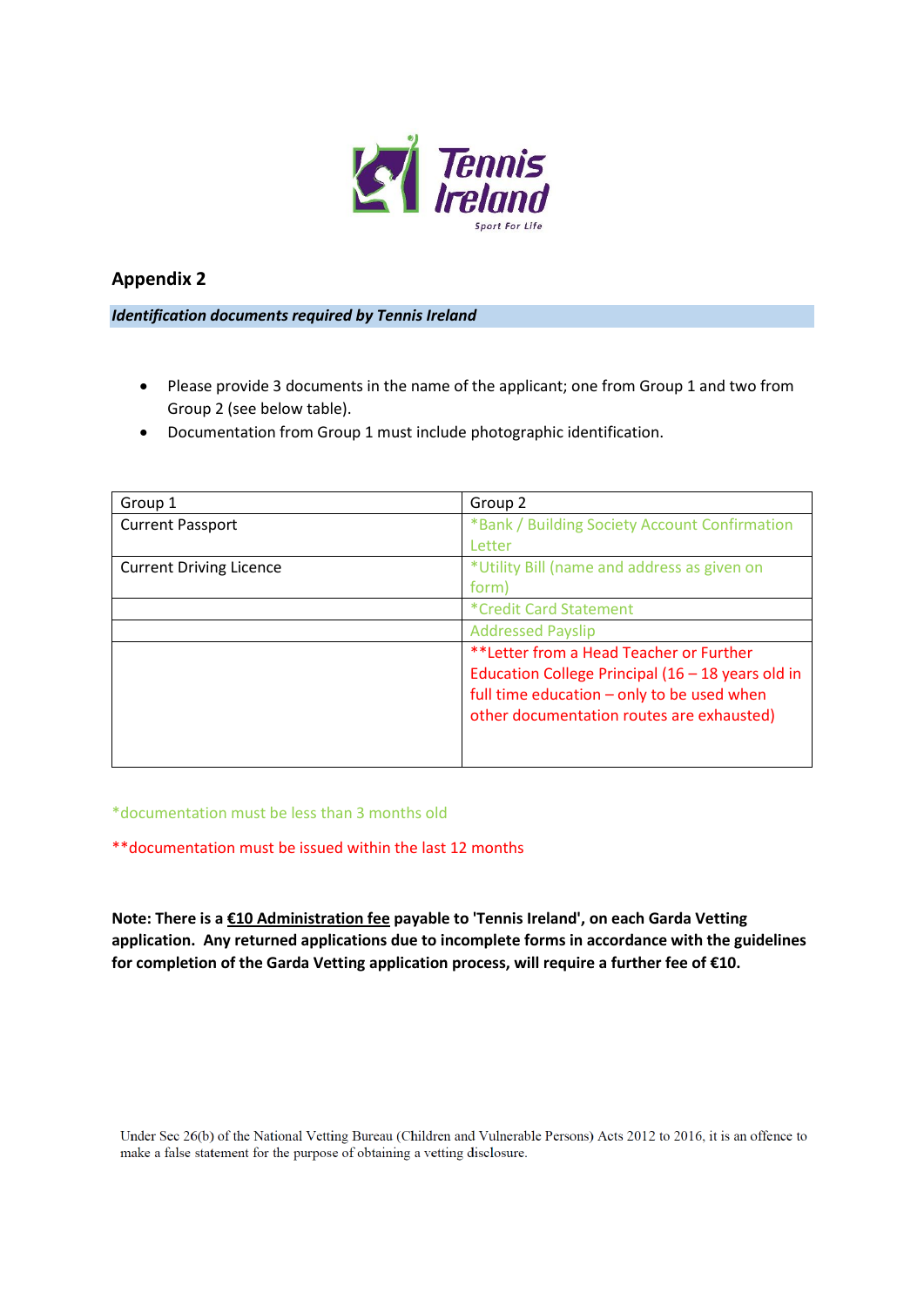## Appendix 2

***Identification documents required by Tennis Ireland***

- Please provide 3 documents in the name of the applicant; one from Group 1 and two from Group 2 (see below table).
- Documentation from Group 1 must include photographic identification.

| Group 1 | Group 2 |
|---|---|
| Current Passport | *Bank / Building Society Account Confirmation Letter |
| Current Driving Licence | *Utility Bill (name and address as given on form) |
| | *Credit Card Statement |
| | Addressed Payslip |
| | **Letter from a Head Teacher or Further Education College Principal (16 – 18 years old in full time education – only to be used when other documentation routes are exhausted) |

*documentation must be less than 3 months old

**documentation must be issued within the last 12 months

**Note: There is a <u>€10 Administration fee</u> payable to 'Tennis Ireland', on each Garda Vetting application. Any returned applications due to incomplete forms in accordance with the guidelines for completion of the Garda Vetting application process, will require a further fee of €10.**

Under Sec 26(b) of the National Vetting Bureau (Children and Vulnerable Persons) Acts 2012 to 2016, it is an offence to make a false statement for the purpose of obtaining a vetting disclosure.